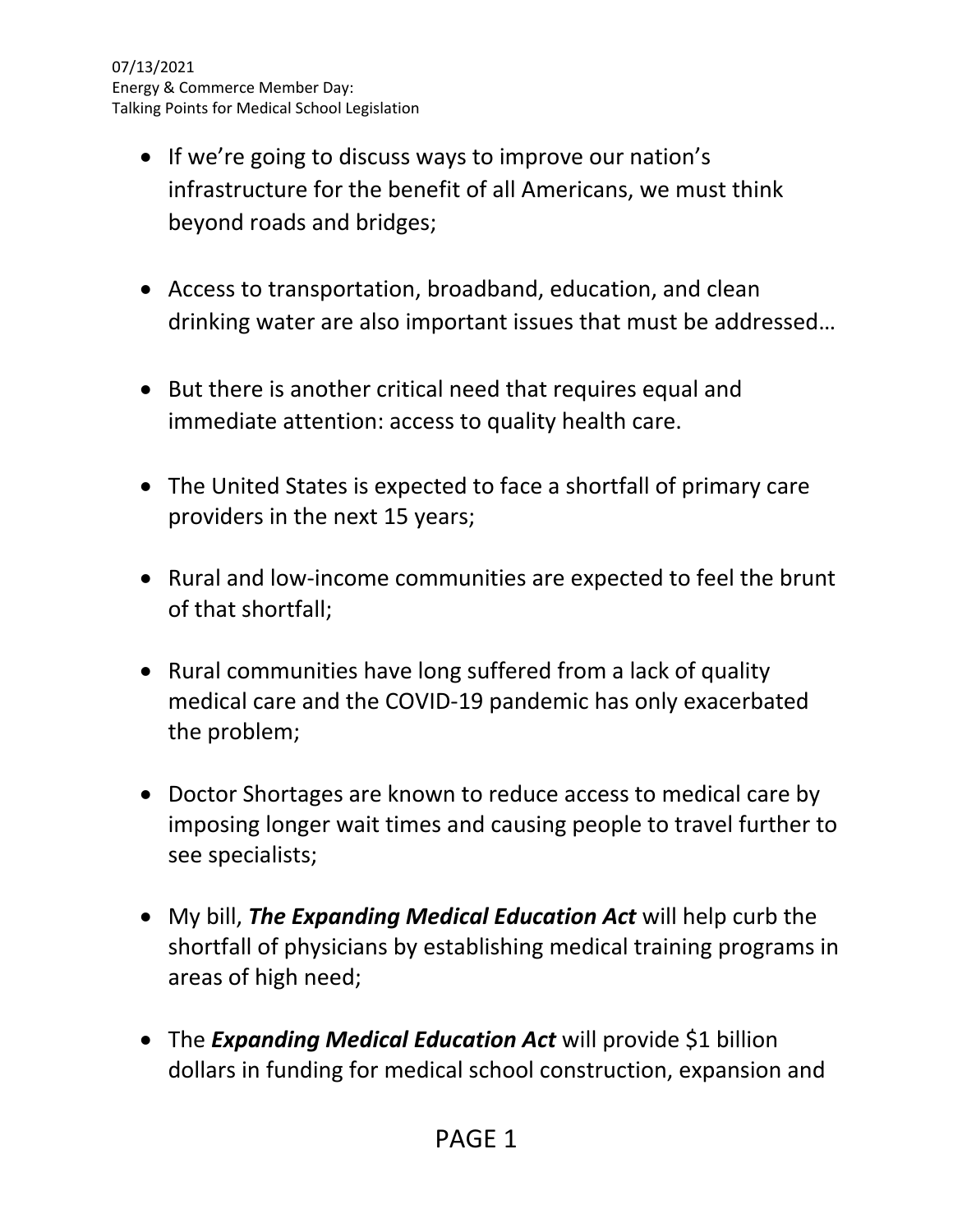07/13/2021
Energy & Commerce Member Day:
Talking Points for Medical School Legislation

- If we're going to discuss ways to improve our nation's infrastructure for the benefit of all Americans, we must think beyond roads and bridges;
- Access to transportation, broadband, education, and clean drinking water are also important issues that must be addressed…
- But there is another critical need that requires equal and immediate attention: access to quality health care.
- The United States is expected to face a shortfall of primary care providers in the next 15 years;
- Rural and low-income communities are expected to feel the brunt of that shortfall;
- Rural communities have long suffered from a lack of quality medical care and the COVID-19 pandemic has only exacerbated the problem;
- Doctor Shortages are known to reduce access to medical care by imposing longer wait times and causing people to travel further to see specialists;
- My bill, ***The Expanding Medical Education Act*** will help curb the shortfall of physicians by establishing medical training programs in areas of high need;
- The ***Expanding Medical Education Act*** will provide $1 billion dollars in funding for medical school construction, expansion and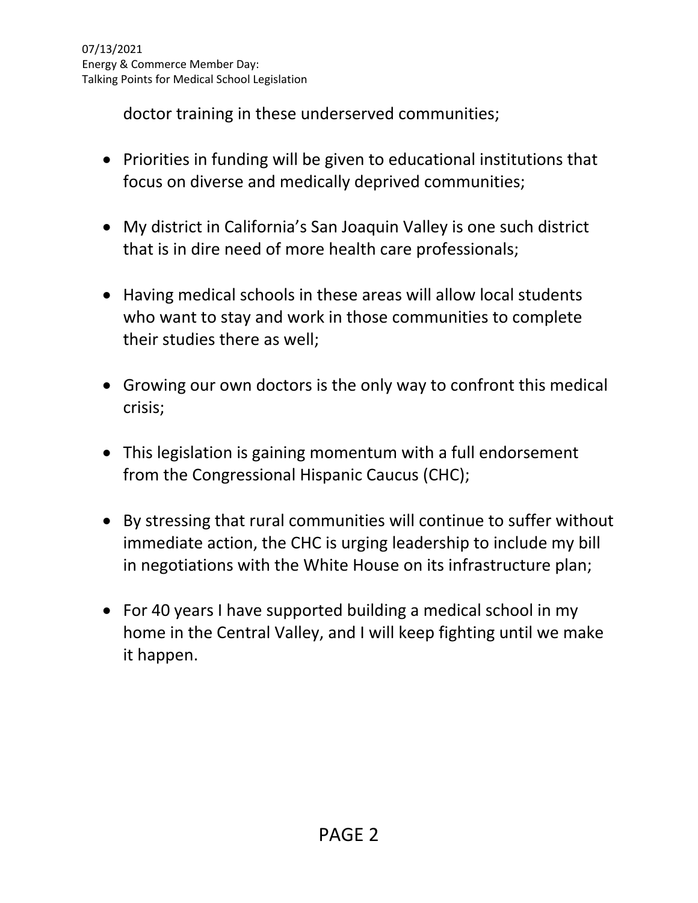doctor training in these underserved communities;

- Priorities in funding will be given to educational institutions that focus on diverse and medically deprived communities;

- My district in California's San Joaquin Valley is one such district that is in dire need of more health care professionals;

- Having medical schools in these areas will allow local students who want to stay and work in those communities to complete their studies there as well;

- Growing our own doctors is the only way to confront this medical crisis;

- This legislation is gaining momentum with a full endorsement from the Congressional Hispanic Caucus (CHC);

- By stressing that rural communities will continue to suffer without immediate action, the CHC is urging leadership to include my bill in negotiations with the White House on its infrastructure plan;

- For 40 years I have supported building a medical school in my home in the Central Valley, and I will keep fighting until we make it happen.